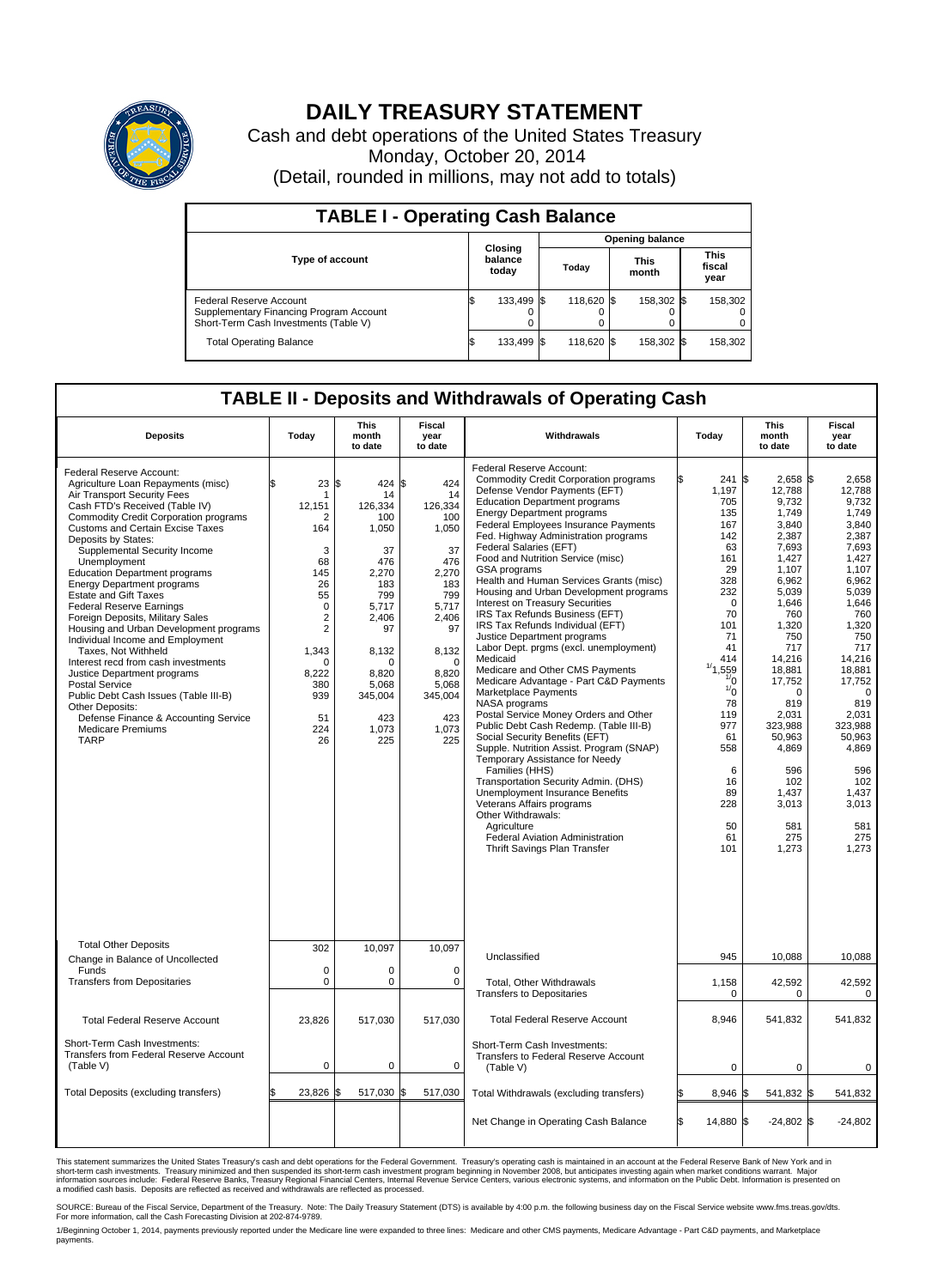# DAILY TREASURY STATEMENT

Cash and debt operations of the United States Treasury

Monday, October 20, 2014

(Detail, rounded in millions, may not add to totals)

## TABLE I - Operating Cash Balance

| Type of account | Closing balance today | Opening balance Today | Opening balance This month | Opening balance This fiscal year |
|---|---|---|---|---|
| Federal Reserve Account | $ 133,499 | $ 118,620 | $ 158,302 | $ 158,302 |
| Supplementary Financing Program Account | 0 | 0 | 0 | 0 |
| Short-Term Cash Investments (Table V) | 0 | 0 | 0 | 0 |
| Total Operating Balance | $ 133,499 | $ 118,620 | $ 158,302 | $ 158,302 |

## TABLE II - Deposits and Withdrawals of Operating Cash

| Deposits | Today | This month to date | Fiscal year to date |
|---|---|---|---|
| Federal Reserve Account: | | | |
| Agriculture Loan Repayments (misc) | $ 23 | $ 424 | $ 424 |
| Air Transport Security Fees | 1 | 14 | 14 |
| Cash FTD's Received (Table IV) | 12,151 | 126,334 | 126,334 |
| Commodity Credit Corporation programs | 2 | 100 | 100 |
| Customs and Certain Excise Taxes | 164 | 1,050 | 1,050 |
| Deposits by States: | | | |
| Supplemental Security Income | 3 | 37 | 37 |
| Unemployment | 68 | 476 | 476 |
| Education Department programs | 145 | 2,270 | 2,270 |
| Energy Department programs | 26 | 183 | 183 |
| Estate and Gift Taxes | 55 | 799 | 799 |
| Federal Reserve Earnings | 0 | 5,717 | 5,717 |
| Foreign Deposits, Military Sales | 2 | 2,406 | 2,406 |
| Housing and Urban Development programs | 2 | 97 | 97 |
| Individual Income and Employment Taxes, Not Withheld | 1,343 | 8,132 | 8,132 |
| Interest recd from cash investments | 0 | 0 | 0 |
| Justice Department programs | 8,222 | 8,820 | 8,820 |
| Postal Service | 380 | 5,068 | 5,068 |
| Public Debt Cash Issues (Table III-B) | 939 | 345,004 | 345,004 |
| Other Deposits: | | | |
| Defense Finance & Accounting Service | 51 | 423 | 423 |
| Medicare Premiums | 224 | 1,073 | 1,073 |
| TARP | 26 | 225 | 225 |
| Total Other Deposits | 302 | 10,097 | 10,097 |
| Change in Balance of Uncollected Funds | 0 | 0 | 0 |
| Transfers from Depositaries | 0 | 0 | 0 |
| Total Federal Reserve Account | 23,826 | 517,030 | 517,030 |
| Short-Term Cash Investments: Transfers from Federal Reserve Account (Table V) | 0 | 0 | 0 |
| Total Deposits (excluding transfers) | $ 23,826 | $ 517,030 | $ 517,030 |

| Withdrawals | Today | This month to date | Fiscal year to date |
|---|---|---|---|
| Federal Reserve Account: | | | |
| Commodity Credit Corporation programs | $ 241 | $ 2,658 | $ 2,658 |
| Defense Vendor Payments (EFT) | 1,197 | 12,788 | 12,788 |
| Education Department programs | 705 | 9,732 | 9,732 |
| Energy Department programs | 135 | 1,749 | 1,749 |
| Federal Employees Insurance Payments | 167 | 3,840 | 3,840 |
| Fed. Highway Administration programs | 142 | 2,387 | 2,387 |
| Federal Salaries (EFT) | 63 | 7,693 | 7,693 |
| Food and Nutrition Service (misc) | 161 | 1,427 | 1,427 |
| GSA programs | 29 | 1,107 | 1,107 |
| Health and Human Services Grants (misc) | 328 | 6,962 | 6,962 |
| Housing and Urban Development programs | 232 | 5,039 | 5,039 |
| Interest on Treasury Securities | 0 | 1,646 | 1,646 |
| IRS Tax Refunds Business (EFT) | 70 | 760 | 760 |
| IRS Tax Refunds Individual (EFT) | 101 | 1,320 | 1,320 |
| Justice Department programs | 71 | 750 | 750 |
| Labor Dept. prgms (excl. unemployment) | 41 | 717 | 717 |
| Medicaid | 414 | 14,216 | 14,216 |
| Medicare and Other CMS Payments | [1]1,559 | 18,881 | 18,881 |
| Medicare Advantage - Part C&D Payments | [1]0 | 17,752 | 17,752 |
| Marketplace Payments | [1]0 | 0 | 0 |
| NASA programs | 78 | 819 | 819 |
| Postal Service Money Orders and Other | 119 | 2,031 | 2,031 |
| Public Debt Cash Redemp. (Table III-B) | 977 | 323,988 | 323,988 |
| Social Security Benefits (EFT) | 61 | 50,963 | 50,963 |
| Supple. Nutrition Assist. Program (SNAP) | 558 | 4,869 | 4,869 |
| Temporary Assistance for Needy Families (HHS) | 6 | 596 | 596 |
| Transportation Security Admin. (DHS) | 16 | 102 | 102 |
| Unemployment Insurance Benefits | 89 | 1,437 | 1,437 |
| Veterans Affairs programs | 228 | 3,013 | 3,013 |
| Other Withdrawals: | | | |
| Agriculture | 50 | 581 | 581 |
| Federal Aviation Administration | 61 | 275 | 275 |
| Thrift Savings Plan Transfer | 101 | 1,273 | 1,273 |
| Unclassified | 945 | 10,088 | 10,088 |
| Total, Other Withdrawals | 1,158 | 42,592 | 42,592 |
| Transfers to Depositaries | 0 | 0 | 0 |
| Total Federal Reserve Account | 8,946 | 541,832 | 541,832 |
| Short-Term Cash Investments: Transfers to Federal Reserve Account (Table V) | 0 | 0 | 0 |
| Total Withdrawals (excluding transfers) | $ 8,946 | $ 541,832 | $ 541,832 |
| Net Change in Operating Cash Balance | $ 14,880 | $ -24,802 | $ -24,802 |

This statement summarizes the United States Treasury's cash and debt operations for the Federal Government. Treasury's operating cash is maintained in an account at the Federal Reserve Bank of New York and in short-term cash investments. Treasury minimized and then suspended its short-term cash investment program beginning in November 2008, but anticipates investing again when market conditions warrant. Major information sources include: Federal Reserve Banks, Treasury Regional Financial Centers, Internal Revenue Service Centers, various electronic systems, and information on the Public Debt. Information is presented on a modified cash basis. Deposits are reflected as received and withdrawals are reflected as processed.

SOURCE: Bureau of the Fiscal Service, Department of the Treasury. Note: The Daily Treasury Statement (DTS) is available by 4:00 p.m. the following business day on the Fiscal Service website www.fms.treas.gov/dts. For more information, call the Cash Forecasting Division at 202-874-9789.

1/Beginning October 1, 2014, payments previously reported under the Medicare line were expanded to three lines: Medicare and other CMS payments, Medicare Advantage - Part C&D Payments, and Marketplace payments.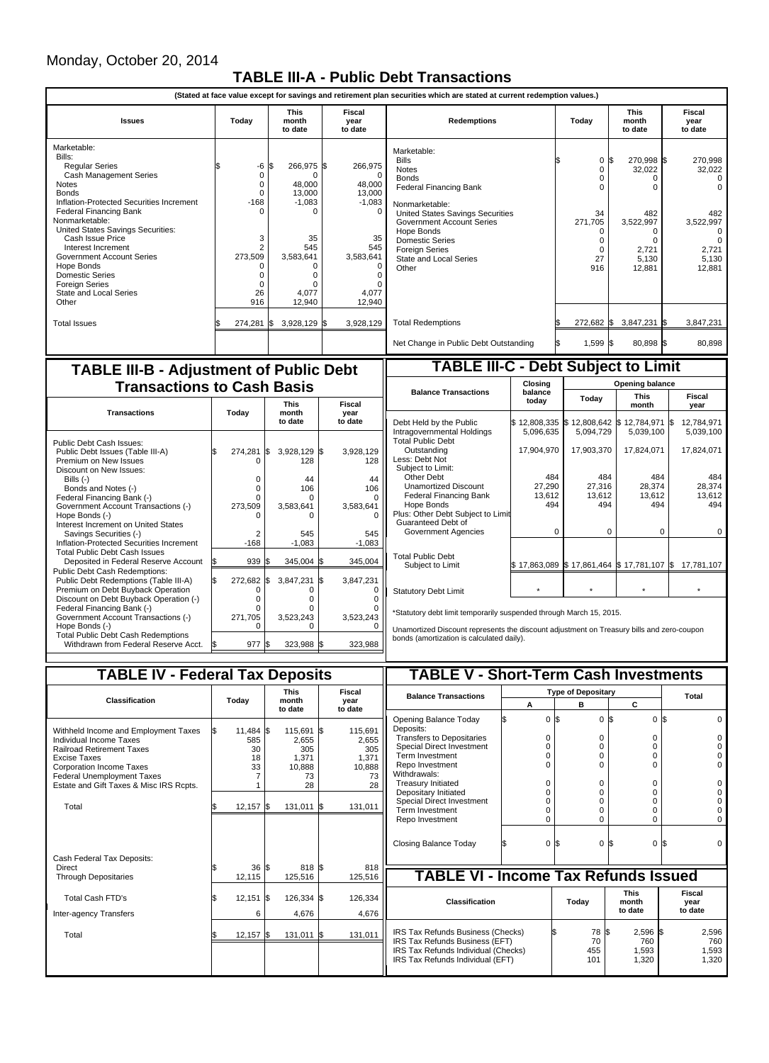Monday, October 20, 2014

# TABLE III-A - Public Debt Transactions

(Stated at face value except for savings and retirement plan securities which are stated at current redemption values.)

| Issues | Today | This month to date | Fiscal year to date |
|---|---|---|---|
| Marketable: | | | |
| Bills: | | | |
| Regular Series | $ -6 | $ 266,975 | $ 266,975 |
| Cash Management Series | 0 | 0 | 0 |
| Notes | 0 | 48,000 | 48,000 |
| Bonds | 0 | 13,000 | 13,000 |
| Inflation-Protected Securities Increment | -168 | -1,083 | -1,083 |
| Federal Financing Bank | 0 | 0 | 0 |
| Nonmarketable: | | | |
| United States Savings Securities: | | | |
| Cash Issue Price | 3 | 35 | 35 |
| Interest Increment | 2 | 545 | 545 |
| Government Account Series | 273,509 | 3,583,641 | 3,583,641 |
| Hope Bonds | 0 | 0 | 0 |
| Domestic Series | 0 | 0 | 0 |
| Foreign Series | 0 | 0 | 0 |
| State and Local Series | 26 | 4,077 | 4,077 |
| Other | 916 | 12,940 | 12,940 |
| Total Issues | $ 274,281 | $ 3,928,129 | $ 3,928,129 |

| Redemptions | Today | This month to date | Fiscal year to date |
|---|---|---|---|
| Marketable: | | | |
| Bills | $ 0 | $ 270,998 | $ 270,998 |
| Notes | 0 | 32,022 | 32,022 |
| Bonds | 0 | 0 | 0 |
| Federal Financing Bank | 0 | 0 | 0 |
| Nonmarketable: | | | |
| United States Savings Securities | 34 | 482 | 482 |
| Government Account Series | 271,705 | 3,522,997 | 3,522,997 |
| Hope Bonds | 0 | 0 | 0 |
| Domestic Series | 0 | 0 | 0 |
| Foreign Series | 0 | 2,721 | 2,721 |
| State and Local Series | 27 | 5,130 | 5,130 |
| Other | 916 | 12,881 | 12,881 |
| Total Redemptions | $ 272,682 | $ 3,847,231 | $ 3,847,231 |
| Net Change in Public Debt Outstanding | $ 1,599 | $ 80,898 | $ 80,898 |

# TABLE III-B - Adjustment of Public Debt Transactions to Cash Basis

| Transactions | Today | This month to date | Fiscal year to date |
|---|---|---|---|
| Public Debt Cash Issues: | | | |
| Public Debt Issues (Table III-A) | $ 274,281 | $ 3,928,129 | $ 3,928,129 |
| Premium on New Issues | 0 | 128 | 128 |
| Discount on New Issues: | | | |
| Bills (-) | 0 | 44 | 44 |
| Bonds and Notes (-) | 0 | 106 | 106 |
| Federal Financing Bank (-) | 0 | 0 | 0 |
| Government Account Transactions (-) | 273,509 | 3,583,641 | 3,583,641 |
| Hope Bonds (-) | 0 | 0 | 0 |
| Interest Increment on United States Savings Securities (-) | 2 | 545 | 545 |
| Inflation-Protected Securities Increment | -168 | -1,083 | -1,083 |
| Total Public Debt Cash Issues Deposited in Federal Reserve Account | $ 939 | $ 345,004 | $ 345,004 |
| Public Debt Cash Redemptions: | | | |
| Public Debt Redemptions (Table III-A) | $ 272,682 | $ 3,847,231 | $ 3,847,231 |
| Premium on Debt Buyback Operation | 0 | 0 | 0 |
| Discount on Debt Buyback Operation (-) | 0 | 0 | 0 |
| Federal Financing Bank (-) | 0 | 0 | 0 |
| Government Account Transactions (-) | 271,705 | 3,523,243 | 3,523,243 |
| Hope Bonds (-) | 0 | 0 | 0 |
| Total Public Debt Cash Redemptions Withdrawn from Federal Reserve Acct. | $ 977 | $ 323,988 | $ 323,988 |

# TABLE III-C - Debt Subject to Limit

| Balance Transactions | Closing balance today | Opening balance Today | Opening balance This month | Opening balance Fiscal year |
|---|---|---|---|---|
| Debt Held by the Public | $ 12,808,335 | $ 12,808,642 | $ 12,784,971 | $ 12,784,971 |
| Intragovernmental Holdings | 5,096,635 | 5,094,729 | 5,039,100 | 5,039,100 |
| Total Public Debt Outstanding | 17,904,970 | 17,903,370 | 17,824,071 | 17,824,071 |
| Less: Debt Not Subject to Limit: | | | | |
| Other Debt | 484 | 484 | 484 | 484 |
| Unamortized Discount | 27,290 | 27,316 | 28,374 | 28,374 |
| Federal Financing Bank | 13,612 | 13,612 | 13,612 | 13,612 |
| Hope Bonds | 494 | 494 | 494 | 494 |
| Plus: Other Debt Subject to Limit | | | | |
| Guaranteed Debt of Government Agencies | 0 | 0 | 0 | 0 |
| Total Public Debt Subject to Limit | $ 17,863,089 | $ 17,861,464 | $ 17,781,107 | $ 17,781,107 |
| Statutory Debt Limit | * | * | * | * |

*Statutory debt limit temporarily suspended through March 15, 2015.

Unamortized Discount represents the discount adjustment on Treasury bills and zero-coupon bonds (amortization is calculated daily).

# TABLE IV - Federal Tax Deposits

| Classification | Today | This month to date | Fiscal year to date |
|---|---|---|---|
| Withheld Income and Employment Taxes | $ 11,484 | $ 115,691 | $ 115,691 |
| Individual Income Taxes | 585 | 2,655 | 2,655 |
| Railroad Retirement Taxes | 30 | 305 | 305 |
| Excise Taxes | 18 | 1,371 | 1,371 |
| Corporation Income Taxes | 33 | 10,888 | 10,888 |
| Federal Unemployment Taxes | 7 | 73 | 73 |
| Estate and Gift Taxes & Misc IRS Rcpts. | 1 | 28 | 28 |
| Total | $ 12,157 | $ 131,011 | $ 131,011 |
| Cash Federal Tax Deposits: | | | |
| Direct | $ 36 | $ 818 | $ 818 |
| Through Depositaries | 12,115 | 125,516 | 125,516 |
| Total Cash FTD's | $ 12,151 | $ 126,334 | $ 126,334 |
| Inter-agency Transfers | 6 | 4,676 | 4,676 |
| Total | $ 12,157 | $ 131,011 | $ 131,011 |

# TABLE V - Short-Term Cash Investments

| Balance Transactions | Type of Depositary A | Type of Depositary B | Type of Depositary C | Total |
|---|---|---|---|---|
| Opening Balance Today | $ 0 | $ 0 | $ 0 | $ 0 |
| Deposits: | | | | |
| Transfers to Depositaries | 0 | 0 | 0 | 0 |
| Special Direct Investment | 0 | 0 | 0 | 0 |
| Term Investment | 0 | 0 | 0 | 0 |
| Repo Investment | 0 | 0 | 0 | 0 |
| Withdrawals: | | | | |
| Treasury Initiated | 0 | 0 | 0 | 0 |
| Depositary Initiated | 0 | 0 | 0 | 0 |
| Special Direct Investment | 0 | 0 | 0 | 0 |
| Term Investment | 0 | 0 | 0 | 0 |
| Repo Investment | 0 | 0 | 0 | 0 |
| Closing Balance Today | $ 0 | $ 0 | $ 0 | $ 0 |

# TABLE VI - Income Tax Refunds Issued

| Classification | Today | This month to date | Fiscal year to date |
|---|---|---|---|
| IRS Tax Refunds Business (Checks) | $ 78 | $ 2,596 | $ 2,596 |
| IRS Tax Refunds Business (EFT) | 70 | 760 | 760 |
| IRS Tax Refunds Individual (Checks) | 455 | 1,593 | 1,593 |
| IRS Tax Refunds Individual (EFT) | 101 | 1,320 | 1,320 |